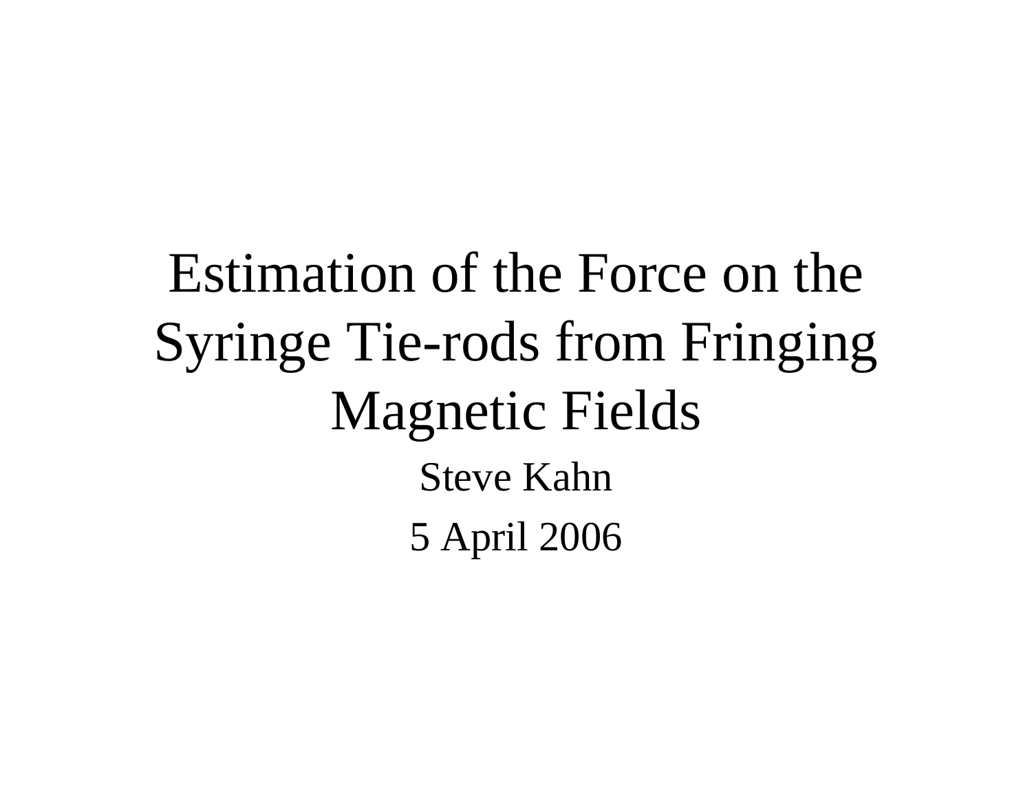# Estimation of the Force on the Syringe Tie-rods from Fringing Magnetic Fields

Steve Kahn

5 April 2006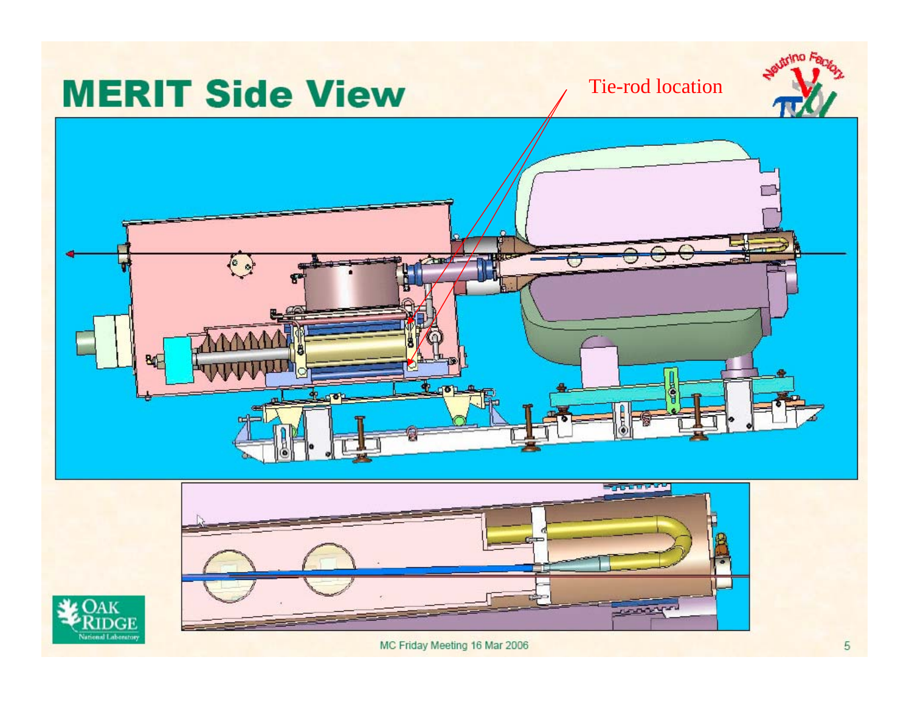# MERIT Side View

Tie-rod location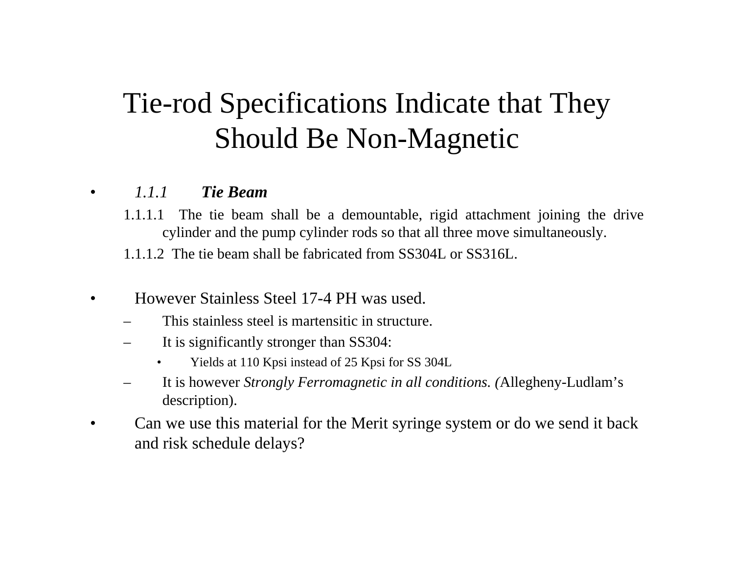# Tie-rod Specifications Indicate that They Should Be Non-Magnetic

- *1.1.1* ***Tie Beam***
  - 1.1.1.1 The tie beam shall be a demountable, rigid attachment joining the drive cylinder and the pump cylinder rods so that all three move simultaneously.
  - 1.1.1.2 The tie beam shall be fabricated from SS304L or SS316L.

- However Stainless Steel 17-4 PH was used.
  - This stainless steel is martensitic in structure.
  - It is significantly stronger than SS304:
    - Yields at 110 Kpsi instead of 25 Kpsi for SS 304L
  - It is however *Strongly Ferromagnetic in all conditions. (*Allegheny-Ludlam's description).
- Can we use this material for the Merit syringe system or do we send it back and risk schedule delays?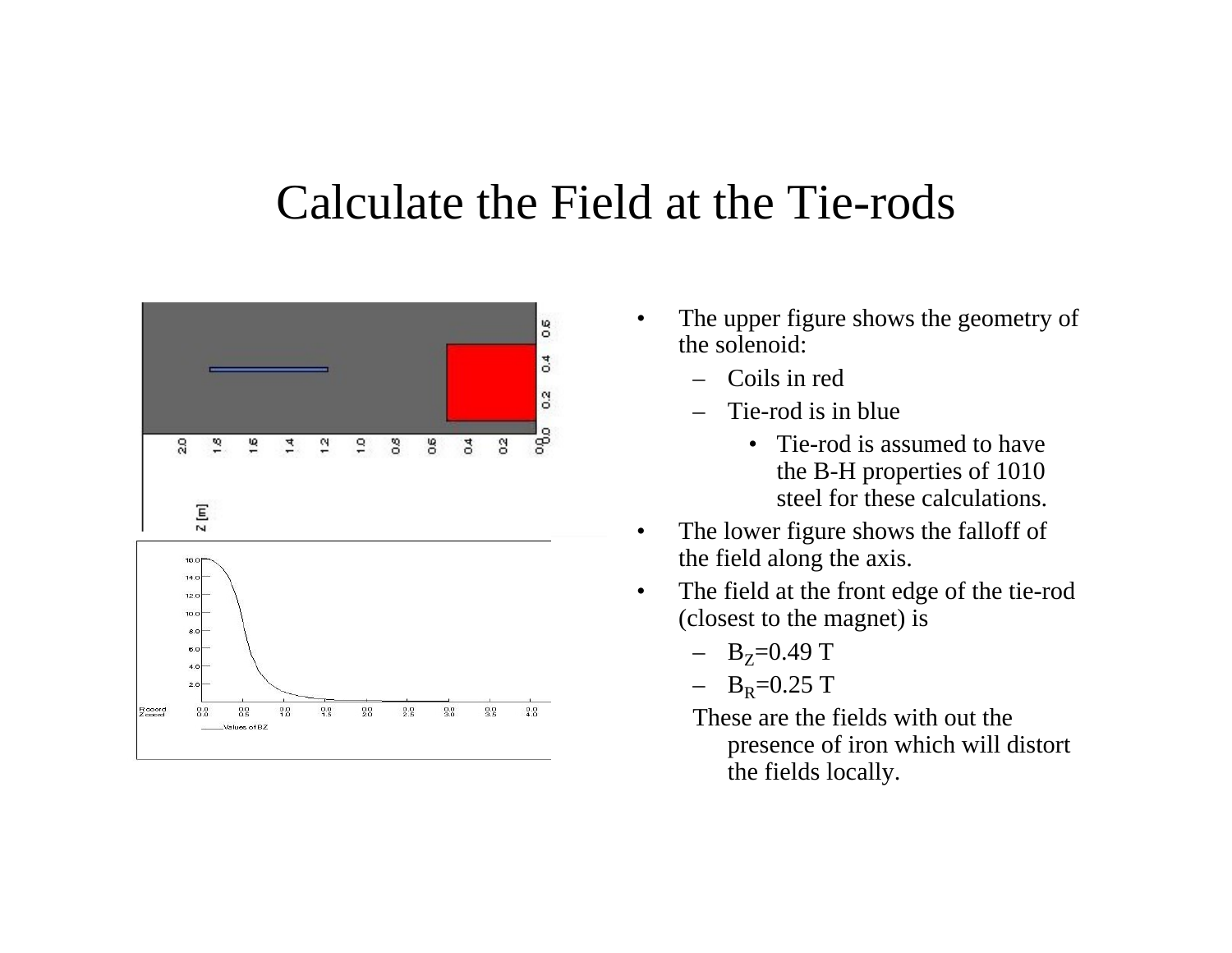# Calculate the Field at the Tie-rods

- The upper figure shows the geometry of the solenoid:
  - Coils in red
  - Tie-rod is in blue
    - Tie-rod is assumed to have the B-H properties of 1010 steel for these calculations.
- The lower figure shows the falloff of the field along the axis.
- The field at the front edge of the tie-rod (closest to the magnet) is
  - $B_Z$=0.49 T
  - $B_R$=0.25 T

  These are the fields with out the presence of iron which will distort the fields locally.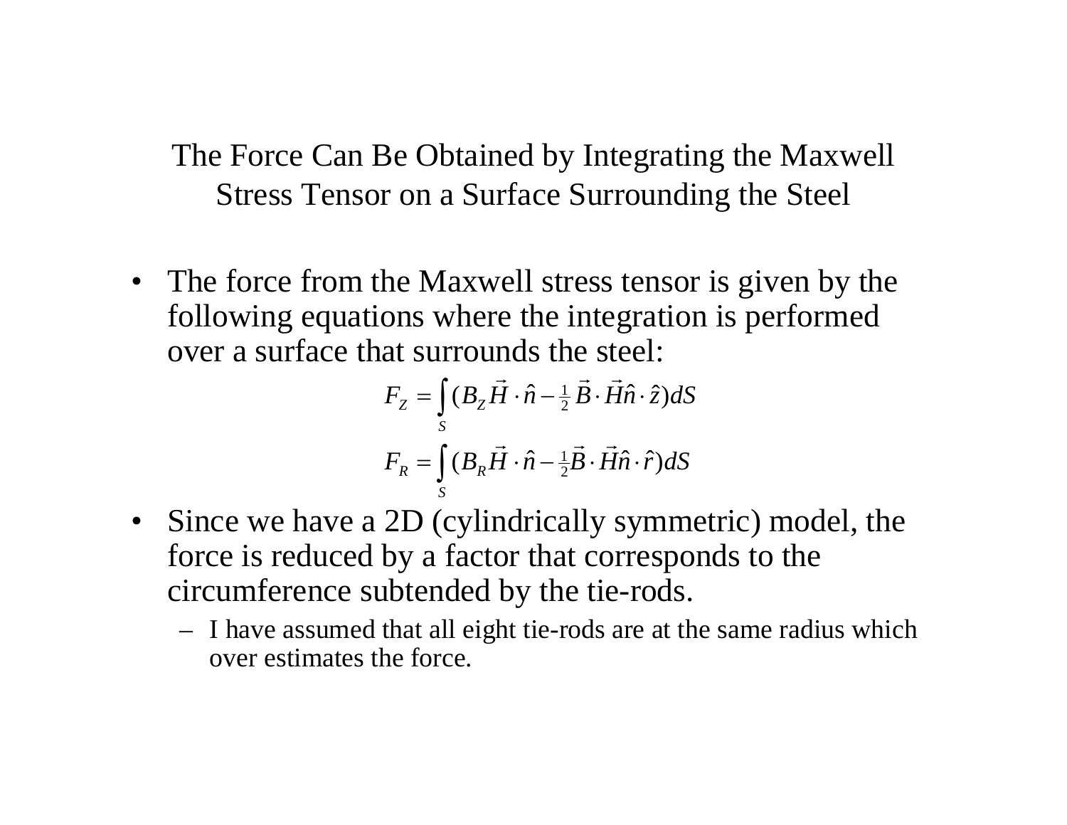# The Force Can Be Obtained by Integrating the Maxwell Stress Tensor on a Surface Surrounding the Steel

- The force from the Maxwell stress tensor is given by the following equations where the integration is performed over a surface that surrounds the steel:

$$F_Z = \int_S (B_Z \vec{H} \cdot \hat{n} - \tfrac{1}{2} \vec{B} \cdot \vec{H} \hat{n} \cdot \hat{z}) dS$$

$$F_R = \int_S (B_R \vec{H} \cdot \hat{n} - \tfrac{1}{2} \vec{B} \cdot \vec{H} \hat{n} \cdot \hat{r}) dS$$

- Since we have a 2D (cylindrically symmetric) model, the force is reduced by a factor that corresponds to the circumference subtended by the tie-rods.
  - I have assumed that all eight tie-rods are at the same radius which over estimates the force.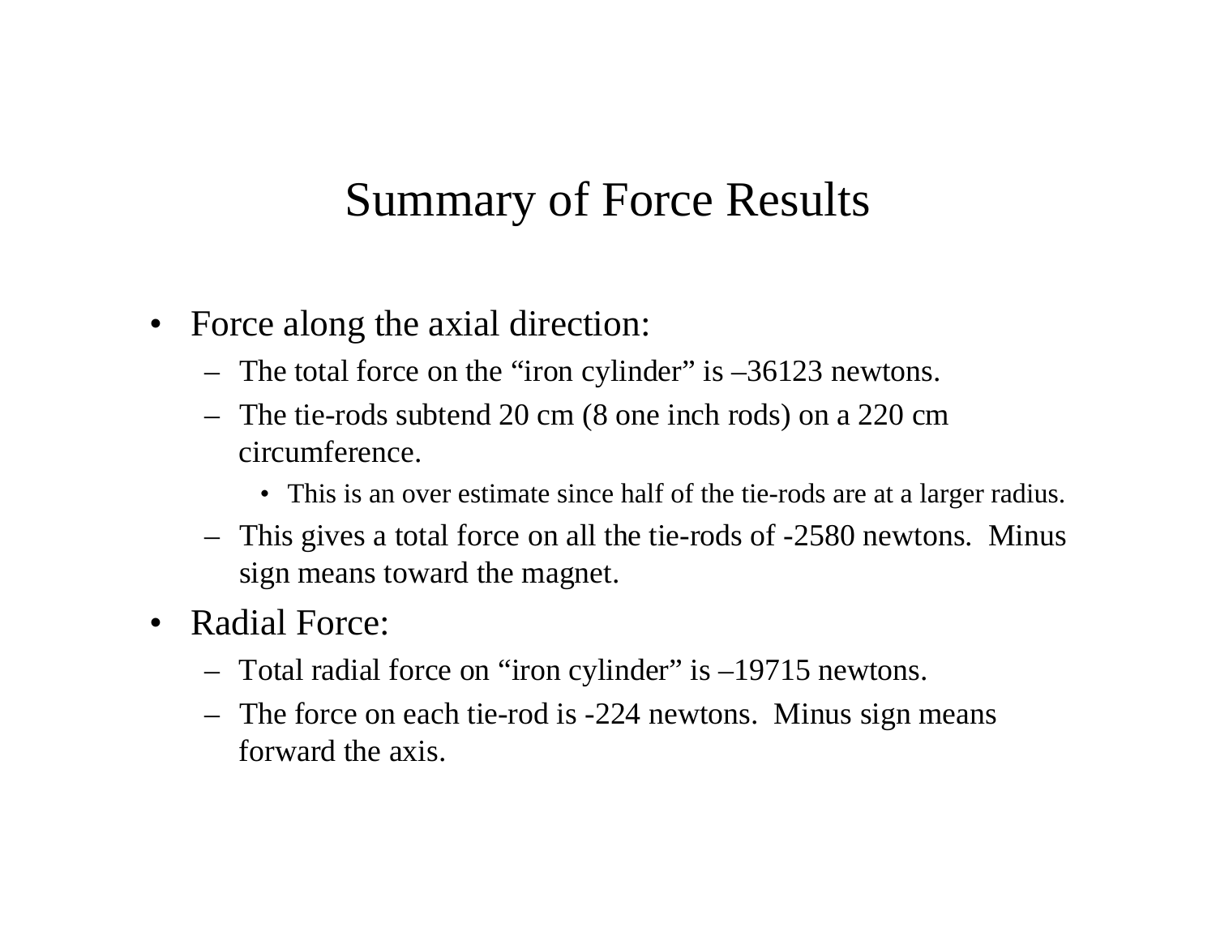# Summary of Force Results

- Force along the axial direction:
  - The total force on the “iron cylinder” is –36123 newtons.
  - The tie-rods subtend 20 cm (8 one inch rods) on a 220 cm circumference.
    - This is an over estimate since half of the tie-rods are at a larger radius.
  - This gives a total force on all the tie-rods of -2580 newtons. Minus sign means toward the magnet.
- Radial Force:
  - Total radial force on “iron cylinder” is –19715 newtons.
  - The force on each tie-rod is -224 newtons. Minus sign means forward the axis.